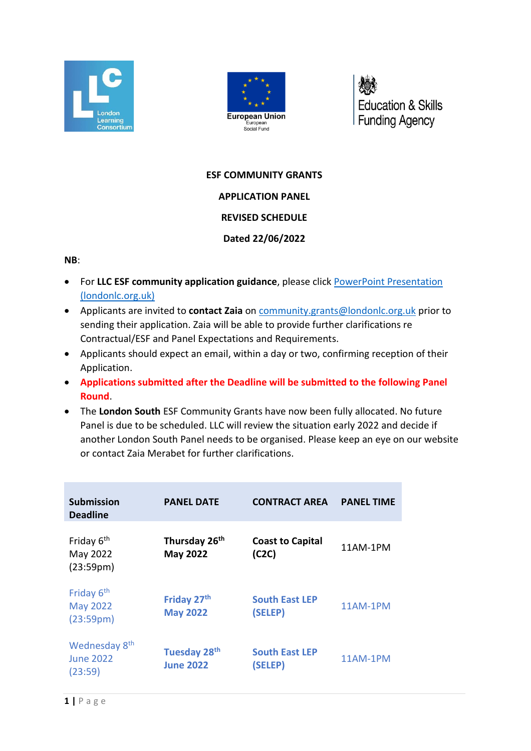London Learning Consortium

European Union
European
Social Fund

Education & Skills Funding Agency

**ESF COMMUNITY GRANTS**

**APPLICATION PANEL**

**REVISED SCHEDULE**

**Dated 22/06/2022**

**NB**:

- For **LLC ESF community application guidance**, please click [PowerPoint Presentation (londonlc.org.uk)]()
- Applicants are invited to **contact Zaia** on [community.grants@londonlc.org.uk](mailto:community.grants@londonlc.org.uk) prior to sending their application. Zaia will be able to provide further clarifications re Contractual/ESF and Panel Expectations and Requirements.
- Applicants should expect an email, within a day or two, confirming reception of their Application.
- **Applications submitted after the Deadline will be submitted to the following Panel Round**.
- The **London South** ESF Community Grants have now been fully allocated. No future Panel is due to be scheduled. LLC will review the situation early 2022 and decide if another London South Panel needs to be organised. Please keep an eye on our website or contact Zaia Merabet for further clarifications.

| Submission Deadline | PANEL DATE | CONTRACT AREA | PANEL TIME |
|---|---|---|---|
| Friday 6th May 2022 (23:59pm) | **Thursday 26th May 2022** | **Coast to Capital (C2C)** | 11AM-1PM |
| Friday 6th May 2022 (23:59pm) | **Friday 27th May 2022** | **South East LEP (SELEP)** | 11AM-1PM |
| Wednesday 8th June 2022 (23:59) | **Tuesday 28th June 2022** | **South East LEP (SELEP)** | 11AM-1PM |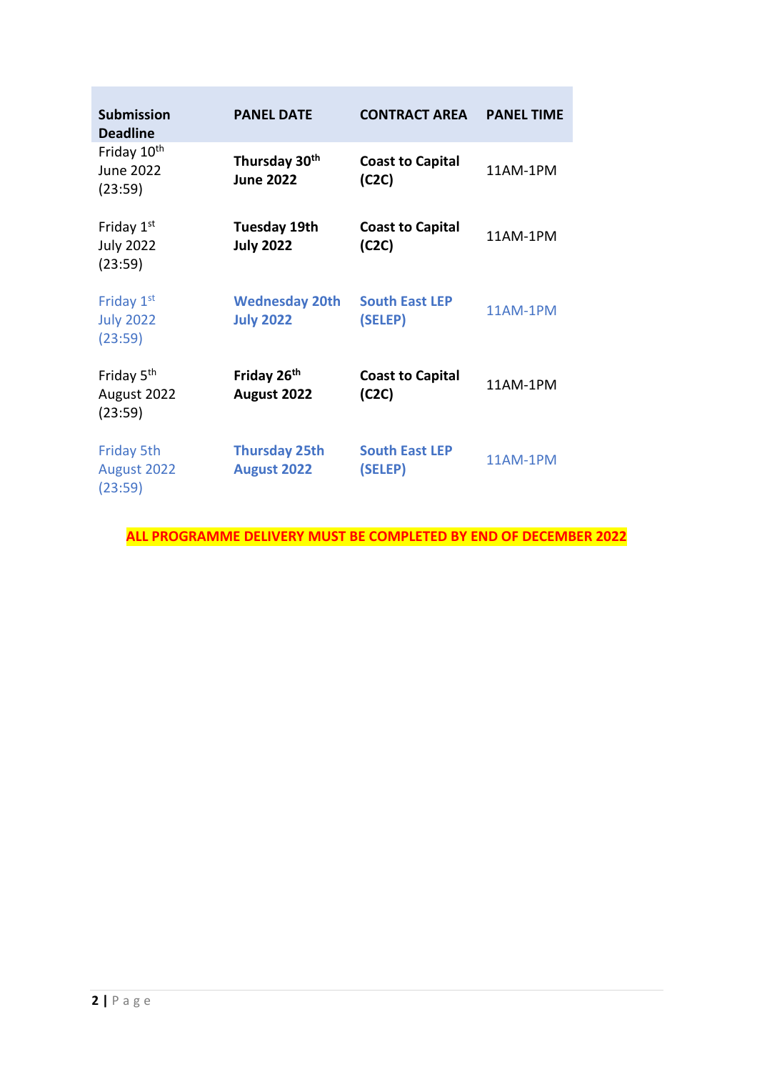| Submission Deadline | PANEL DATE | CONTRACT AREA | PANEL TIME |
|---|---|---|---|
| Friday 10th June 2022 (23:59) | **Thursday 30th June 2022** | **Coast to Capital (C2C)** | 11AM-1PM |
| Friday 1st July 2022 (23:59) | **Tuesday 19th July 2022** | **Coast to Capital (C2C)** | 11AM-1PM |
| Friday 1st July 2022 (23:59) | **Wednesday 20th July 2022** | **South East LEP (SELEP)** | 11AM-1PM |
| Friday 5th August 2022 (23:59) | **Friday 26th August 2022** | **Coast to Capital (C2C)** | 11AM-1PM |
| Friday 5th August 2022 (23:59) | **Thursday 25th August 2022** | **South East LEP (SELEP)** | 11AM-1PM |

**ALL PROGRAMME DELIVERY MUST BE COMPLETED BY END OF DECEMBER 2022**